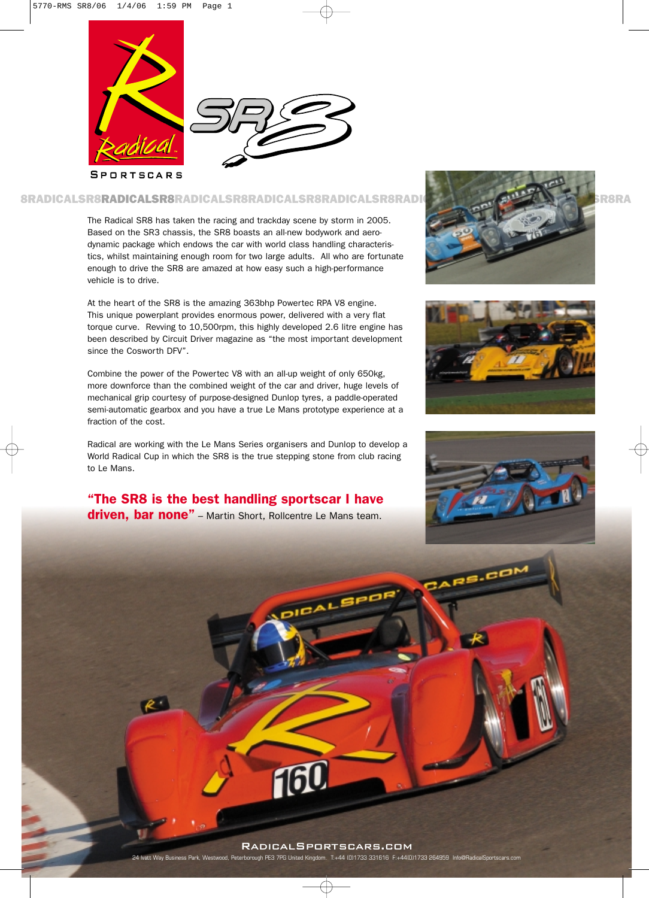# Radical SR8

SPORTSCARS

The Radical SR8 has taken the racing and trackday scene by storm in 2005. Based on the SR3 chassis, the SR8 boasts an all-new bodywork and aerodynamic package which endows the car with world class handling characteristics, whilst maintaining enough room for two large adults. All who are fortunate enough to drive the SR8 are amazed at how easy such a high-performance vehicle is to drive.

At the heart of the SR8 is the amazing 363bhp Powertec RPA V8 engine. This unique powerplant provides enormous power, delivered with a very flat torque curve. Revving to 10,500rpm, this highly developed 2.6 litre engine has been described by Circuit Driver magazine as "the most important development since the Cosworth DFV".

Combine the power of the Powertec V8 with an all-up weight of only 650kg, more downforce than the combined weight of the car and driver, huge levels of mechanical grip courtesy of purpose-designed Dunlop tyres, a paddle-operated semi-automatic gearbox and you have a true Le Mans prototype experience at a fraction of the cost.

Radical are working with the Le Mans Series organisers and Dunlop to develop a World Radical Cup in which the SR8 is the true stepping stone from club racing to Le Mans.

**"The SR8 is the best handling sportscar I have driven, bar none"** – Martin Short, Rollcentre Le Mans team.

RADICALSPORTSCARS.COM

24 Ivatt Way Business Park, Westwood, Peterborough PE3 7PG United Kingdom. T:+44 (0)1733 331616 F:+44(0)1733 264959 Info@RadicalSportscars.com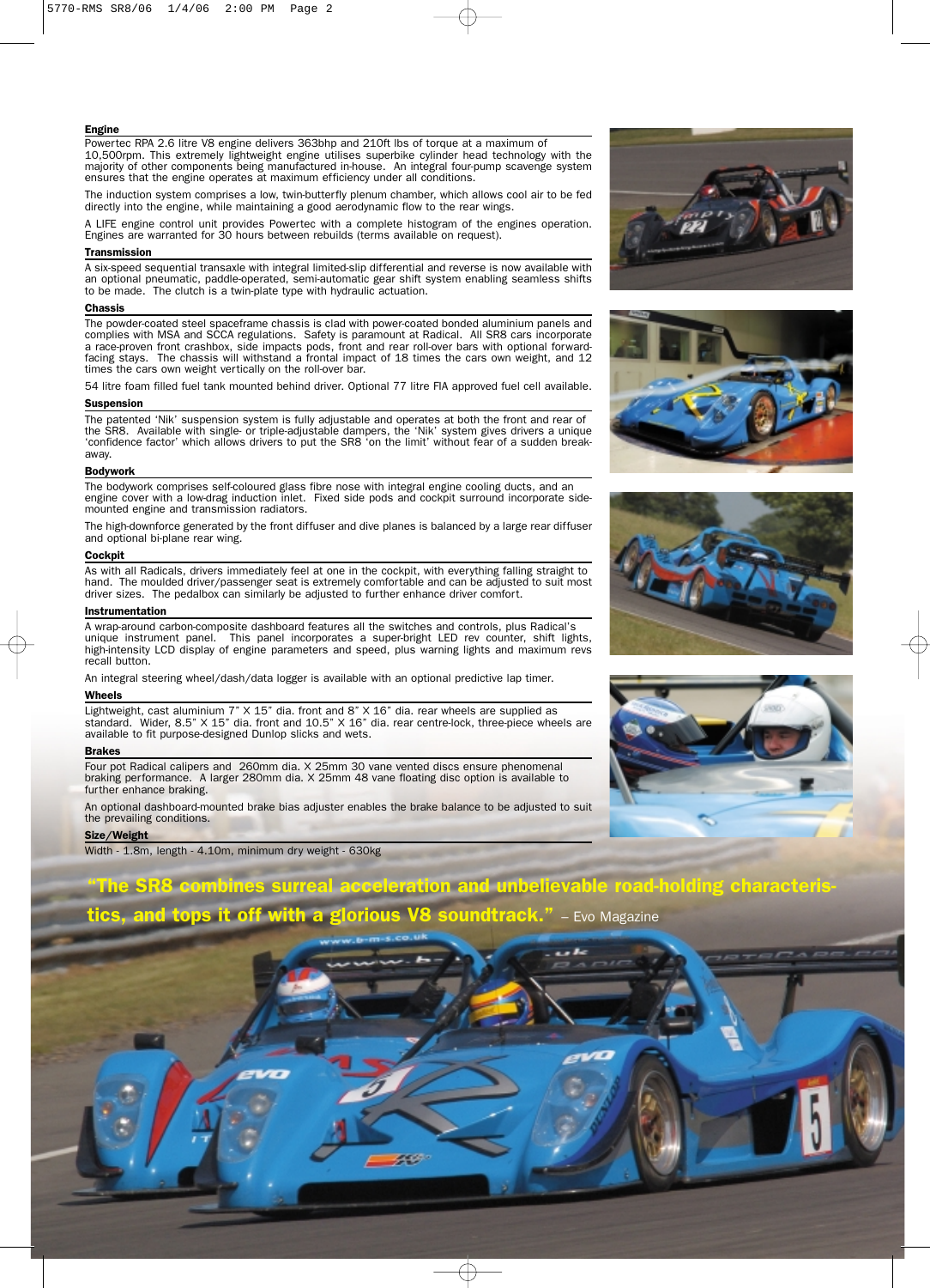## Engine

Powertec RPA 2.6 litre V8 engine delivers 363bhp and 210ft lbs of torque at a maximum of 10,500rpm. This extremely lightweight engine utilises superbike cylinder head technology with the majority of other components being manufactured in-house. An integral four-pump scavenge system ensures that the engine operates at maximum efficiency under all conditions.

The induction system comprises a low, twin-butterfly plenum chamber, which allows cool air to be fed directly into the engine, while maintaining a good aerodynamic flow to the rear wings.

A LIFE engine control unit provides Powertec with a complete histogram of the engines operation. Engines are warranted for 30 hours between rebuilds (terms available on request).

## Transmission

A six-speed sequential transaxle with integral limited-slip differential and reverse is now available with an optional pneumatic, paddle-operated, semi-automatic gear shift system enabling seamless shifts to be made. The clutch is a twin-plate type with hydraulic actuation.

## Chassis

The powder-coated steel spaceframe chassis is clad with power-coated bonded aluminium panels and complies with MSA and SCCA regulations. Safety is paramount at Radical. All SR8 cars incorporate a race-proven front crashbox, side impacts pods, front and rear roll-over bars with optional forward-facing stays. The chassis will withstand a frontal impact of 18 times the cars own weight, and 12 times the cars own weight vertically on the roll-over bar.

54 litre foam filled fuel tank mounted behind driver. Optional 77 litre FIA approved fuel cell available.

## Suspension

The patented 'Nik' suspension system is fully adjustable and operates at both the front and rear of the SR8. Available with single- or triple-adjustable dampers, the 'Nik' system gives drivers a unique 'confidence factor' which allows drivers to put the SR8 'on the limit' without fear of a sudden break-away.

## Bodywork

The bodywork comprises self-coloured glass fibre nose with integral engine cooling ducts, and an engine cover with a low-drag induction inlet. Fixed side pods and cockpit surround incorporate side-mounted engine and transmission radiators.

The high-downforce generated by the front diffuser and dive planes is balanced by a large rear diffuser and optional bi-plane rear wing.

## Cockpit

As with all Radicals, drivers immediately feel at one in the cockpit, with everything falling straight to hand. The moulded driver/passenger seat is extremely comfortable and can be adjusted to suit most driver sizes. The pedalbox can similarly be adjusted to further enhance driver comfort.

## Instrumentation

A wrap-around carbon-composite dashboard features all the switches and controls, plus Radical's unique instrument panel. This panel incorporates a super-bright LED rev counter, shift lights, high-intensity LCD display of engine parameters and speed, plus warning lights and maximum revs recall button.

An integral steering wheel/dash/data logger is available with an optional predictive lap timer.

## Wheels

Lightweight, cast aluminium 7" X 15" dia. front and 8" X 16" dia. rear wheels are supplied as standard. Wider, 8.5" X 15" dia. front and 10.5" X 16" dia. rear centre-lock, three-piece wheels are available to fit purpose-designed Dunlop slicks and wets.

## Brakes

Four pot Radical calipers and 260mm dia. X 25mm 30 vane vented discs ensure phenomenal braking performance. A larger 280mm dia. X 25mm 48 vane floating disc option is available to further enhance braking.

An optional dashboard-mounted brake bias adjuster enables the brake balance to be adjusted to suit the prevailing conditions.

## Size/Weight

Width - 1.8m, length - 4.10m, minimum dry weight - 630kg

**"The SR8 combines surreal acceleration and unbelievable road-holding characteristics, and tops it off with a glorious V8 soundtrack."** – Evo Magazine